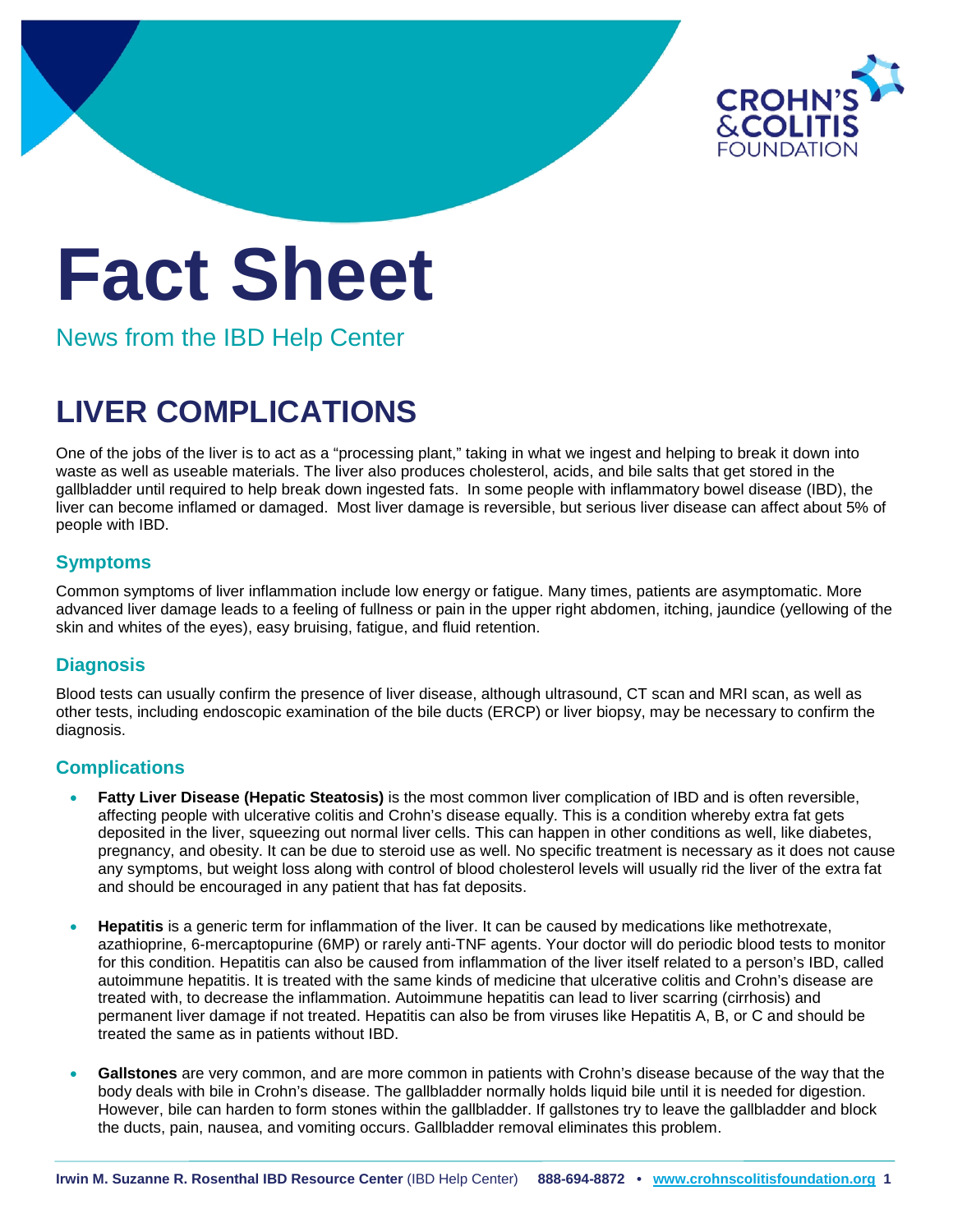# Fact Sheet

News from the IBD Help Center

## LIVER COMPLICATIONS

One of the jobs of the liver is to act as a "processing plant," taking in what we ingest and helping to break it down into waste as well as useable materials. The liver also produces cholesterol, acids, and bile salts that get stored in the gallbladder until required to help break down ingested fats. In some people with inflammatory bowel disease (IBD), the liver can become inflamed or damaged. Most liver damage is reversible, but serious liver disease can affect about 5% of people with IBD.

### Symptoms

Common symptoms of liver inflammation include low energy or fatigue. Many times, patients are asymptomatic. More advanced liver damage leads to a feeling of fullness or pain in the upper right abdomen, itching, jaundice (yellowing of the skin and whites of the eyes), easy bruising, fatigue, and fluid retention.

### Diagnosis

Blood tests can usually confirm the presence of liver disease, although ultrasound, CT scan and MRI scan, as well as other tests, including endoscopic examination of the bile ducts (ERCP) or liver biopsy, may be necessary to confirm the diagnosis.

### Complications

- **Fatty Liver Disease (Hepatic Steatosis)** is the most common liver complication of IBD and is often reversible, affecting people with ulcerative colitis and Crohn's disease equally. This is a condition whereby extra fat gets deposited in the liver, squeezing out normal liver cells. This can happen in other conditions as well, like diabetes, pregnancy, and obesity. It can be due to steroid use as well. No specific treatment is necessary as it does not cause any symptoms, but weight loss along with control of blood cholesterol levels will usually rid the liver of the extra fat and should be encouraged in any patient that has fat deposits.

- **Hepatitis** is a generic term for inflammation of the liver. It can be caused by medications like methotrexate, azathioprine, 6-mercaptopurine (6MP) or rarely anti-TNF agents. Your doctor will do periodic blood tests to monitor for this condition. Hepatitis can also be caused from inflammation of the liver itself related to a person's IBD, called autoimmune hepatitis. It is treated with the same kinds of medicine that ulcerative colitis and Crohn's disease are treated with, to decrease the inflammation. Autoimmune hepatitis can lead to liver scarring (cirrhosis) and permanent liver damage if not treated. Hepatitis can also be from viruses like Hepatitis A, B, or C and should be treated the same as in patients without IBD.

- **Gallstones** are very common, and are more common in patients with Crohn's disease because of the way that the body deals with bile in Crohn's disease. The gallbladder normally holds liquid bile until it is needed for digestion. However, bile can harden to form stones within the gallbladder. If gallstones try to leave the gallbladder and block the ducts, pain, nausea, and vomiting occurs. Gallbladder removal eliminates this problem.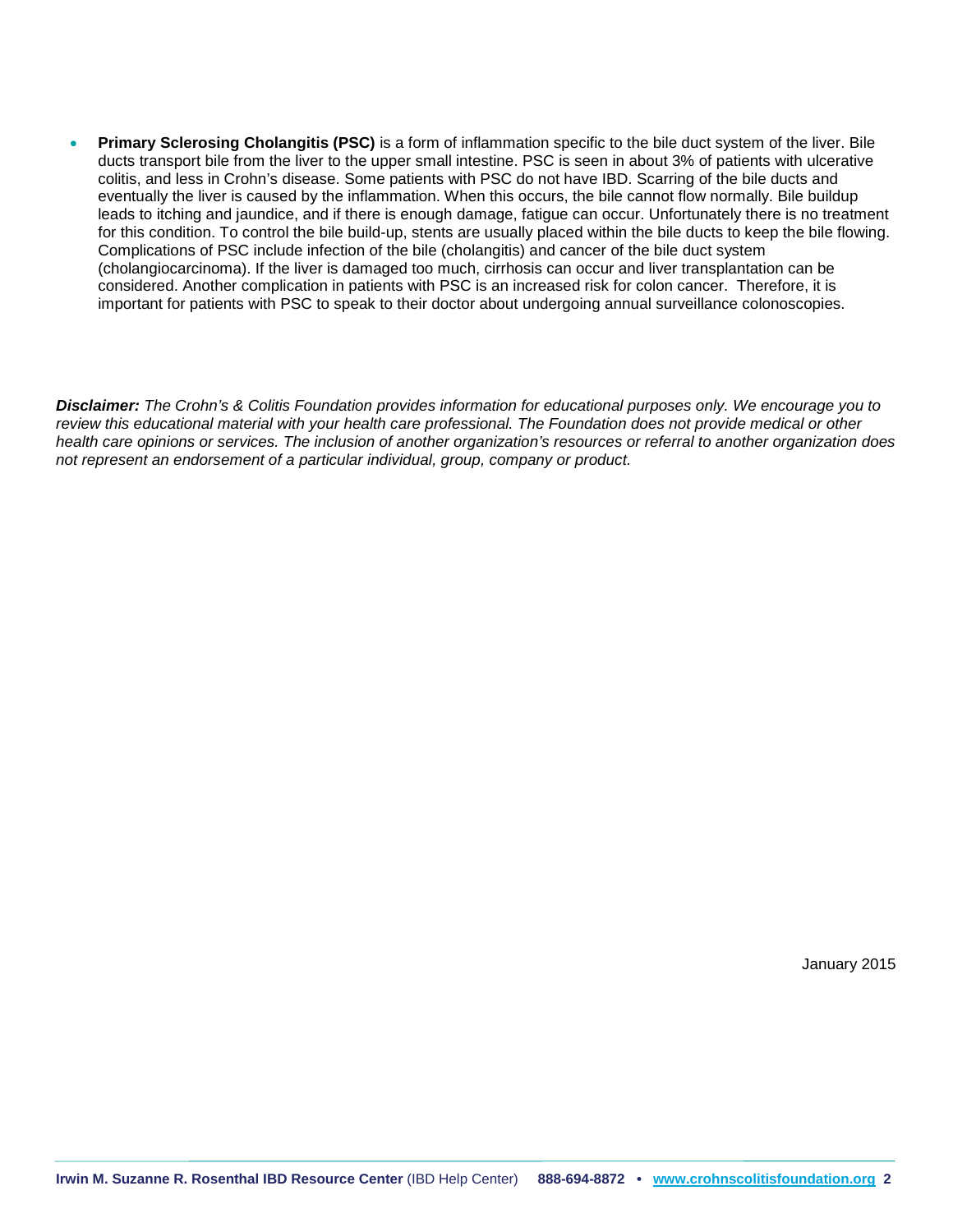- **Primary Sclerosing Cholangitis (PSC)** is a form of inflammation specific to the bile duct system of the liver. Bile ducts transport bile from the liver to the upper small intestine. PSC is seen in about 3% of patients with ulcerative colitis, and less in Crohn's disease. Some patients with PSC do not have IBD. Scarring of the bile ducts and eventually the liver is caused by the inflammation. When this occurs, the bile cannot flow normally. Bile buildup leads to itching and jaundice, and if there is enough damage, fatigue can occur. Unfortunately there is no treatment for this condition. To control the bile build-up, stents are usually placed within the bile ducts to keep the bile flowing. Complications of PSC include infection of the bile (cholangitis) and cancer of the bile duct system (cholangiocarcinoma). If the liver is damaged too much, cirrhosis can occur and liver transplantation can be considered. Another complication in patients with PSC is an increased risk for colon cancer. Therefore, it is important for patients with PSC to speak to their doctor about undergoing annual surveillance colonoscopies.

***Disclaimer:*** *The Crohn's & Colitis Foundation provides information for educational purposes only. We encourage you to review this educational material with your health care professional. The Foundation does not provide medical or other health care opinions or services. The inclusion of another organization's resources or referral to another organization does not represent an endorsement of a particular individual, group, company or product.*

January 2015